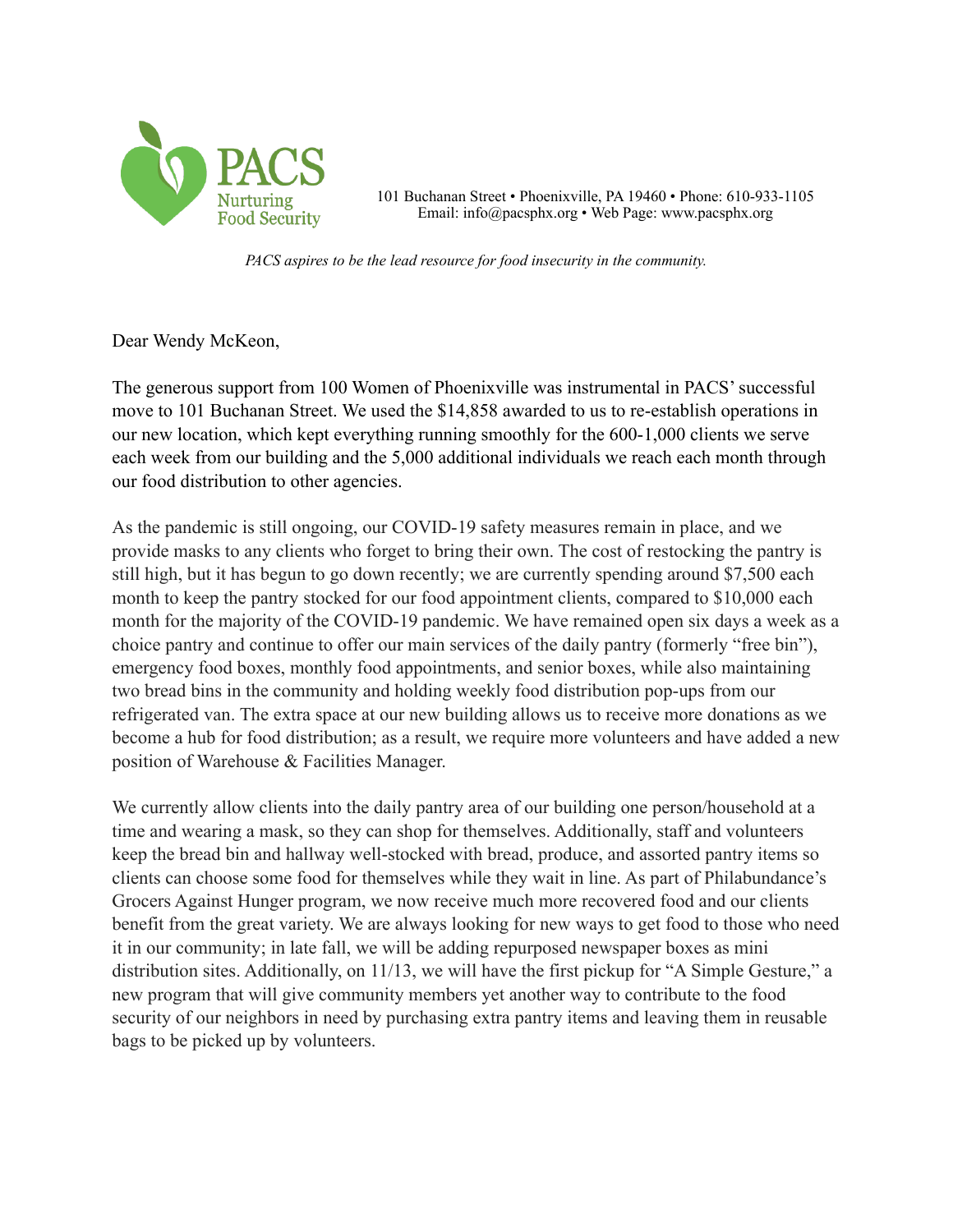PACS
Nurturing
Food Security

101 Buchanan Street • Phoenixville, PA 19460 • Phone: 610-933-1105
Email: info@pacsphx.org • Web Page: www.pacsphx.org

*PACS aspires to be the lead resource for food insecurity in the community.*

Dear Wendy McKeon,

The generous support from 100 Women of Phoenixville was instrumental in PACS' successful move to 101 Buchanan Street. We used the $14,858 awarded to us to re-establish operations in our new location, which kept everything running smoothly for the 600-1,000 clients we serve each week from our building and the 5,000 additional individuals we reach each month through our food distribution to other agencies.

As the pandemic is still ongoing, our COVID-19 safety measures remain in place, and we provide masks to any clients who forget to bring their own. The cost of restocking the pantry is still high, but it has begun to go down recently; we are currently spending around $7,500 each month to keep the pantry stocked for our food appointment clients, compared to $10,000 each month for the majority of the COVID-19 pandemic. We have remained open six days a week as a choice pantry and continue to offer our main services of the daily pantry (formerly "free bin"), emergency food boxes, monthly food appointments, and senior boxes, while also maintaining two bread bins in the community and holding weekly food distribution pop-ups from our refrigerated van. The extra space at our new building allows us to receive more donations as we become a hub for food distribution; as a result, we require more volunteers and have added a new position of Warehouse & Facilities Manager.

We currently allow clients into the daily pantry area of our building one person/household at a time and wearing a mask, so they can shop for themselves. Additionally, staff and volunteers keep the bread bin and hallway well-stocked with bread, produce, and assorted pantry items so clients can choose some food for themselves while they wait in line. As part of Philabundance's Grocers Against Hunger program, we now receive much more recovered food and our clients benefit from the great variety. We are always looking for new ways to get food to those who need it in our community; in late fall, we will be adding repurposed newspaper boxes as mini distribution sites. Additionally, on 11/13, we will have the first pickup for "A Simple Gesture," a new program that will give community members yet another way to contribute to the food security of our neighbors in need by purchasing extra pantry items and leaving them in reusable bags to be picked up by volunteers.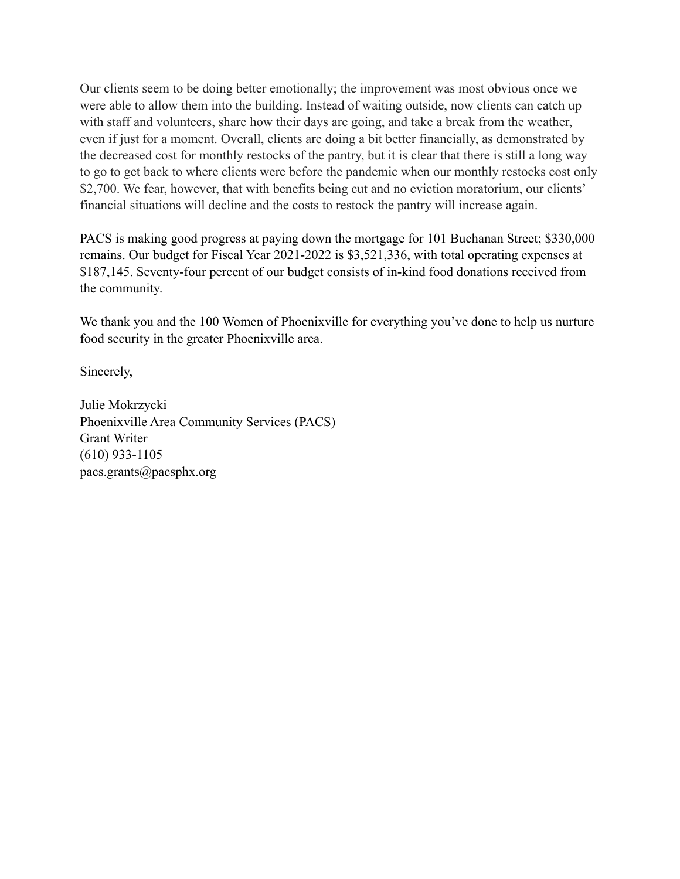Our clients seem to be doing better emotionally; the improvement was most obvious once we were able to allow them into the building. Instead of waiting outside, now clients can catch up with staff and volunteers, share how their days are going, and take a break from the weather, even if just for a moment. Overall, clients are doing a bit better financially, as demonstrated by the decreased cost for monthly restocks of the pantry, but it is clear that there is still a long way to go to get back to where clients were before the pandemic when our monthly restocks cost only $2,700. We fear, however, that with benefits being cut and no eviction moratorium, our clients' financial situations will decline and the costs to restock the pantry will increase again.

PACS is making good progress at paying down the mortgage for 101 Buchanan Street; $330,000 remains. Our budget for Fiscal Year 2021-2022 is $3,521,336, with total operating expenses at $187,145. Seventy-four percent of our budget consists of in-kind food donations received from the community.

We thank you and the 100 Women of Phoenixville for everything you've done to help us nurture food security in the greater Phoenixville area.

Sincerely,

Julie Mokrzycki
Phoenixville Area Community Services (PACS)
Grant Writer
(610) 933-1105
pacs.grants@pacsphx.org